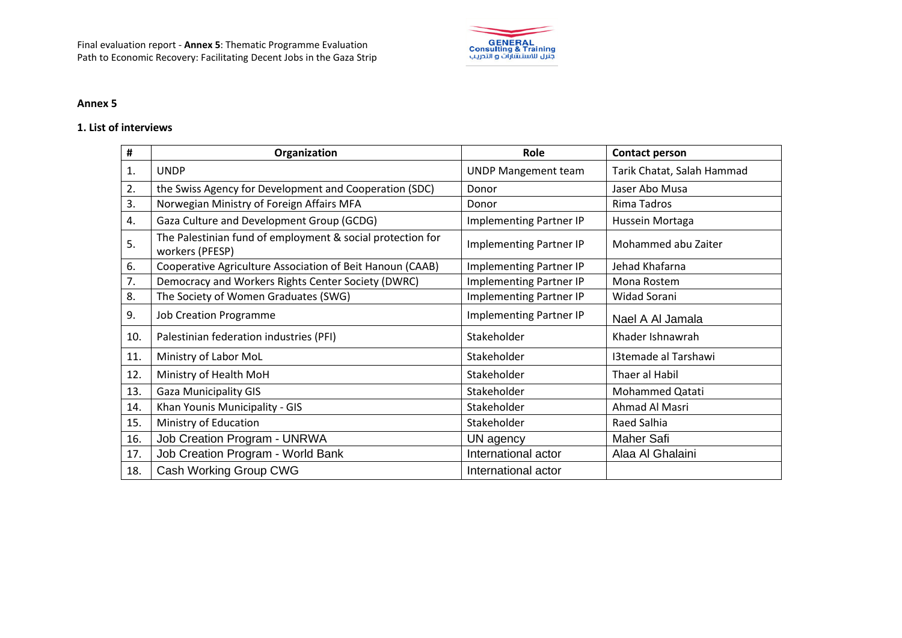## Annex 5

### 1. List of interviews

| # | Organization | Role | Contact person |
|---|---|---|---|
| 1. | UNDP | UNDP Mangement team | Tarik Chatat, Salah Hammad |
| 2. | the Swiss Agency for Development and Cooperation (SDC) | Donor | Jaser Abo Musa |
| 3. | Norwegian Ministry of Foreign Affairs MFA | Donor | Rima Tadros |
| 4. | Gaza Culture and Development Group (GCDG) | Implementing Partner IP | Hussein Mortaga |
| 5. | The Palestinian fund of employment & social protection for workers (PFESP) | Implementing Partner IP | Mohammed abu Zaiter |
| 6. | Cooperative Agriculture Association of Beit Hanoun (CAAB) | Implementing Partner IP | Jehad Khafarna |
| 7. | Democracy and Workers Rights Center Society (DWRC) | Implementing Partner IP | Mona Rostem |
| 8. | The Society of Women Graduates (SWG) | Implementing Partner IP | Widad Sorani |
| 9. | Job Creation Programme | Implementing Partner IP | Nael A Al Jamala |
| 10. | Palestinian federation industries (PFI) | Stakeholder | Khader Ishnawrah |
| 11. | Ministry of Labor MoL | Stakeholder | I3temade al Tarshawi |
| 12. | Ministry of Health MoH | Stakeholder | Thaer al Habil |
| 13. | Gaza Municipality GIS | Stakeholder | Mohammed Qatati |
| 14. | Khan Younis Municipality - GIS | Stakeholder | Ahmad Al Masri |
| 15. | Ministry of Education | Stakeholder | Raed Salhia |
| 16. | Job Creation Program - UNRWA | UN agency | Maher Safi |
| 17. | Job Creation Program - World Bank | International actor | Alaa Al Ghalaini |
| 18. | Cash Working Group CWG | International actor | |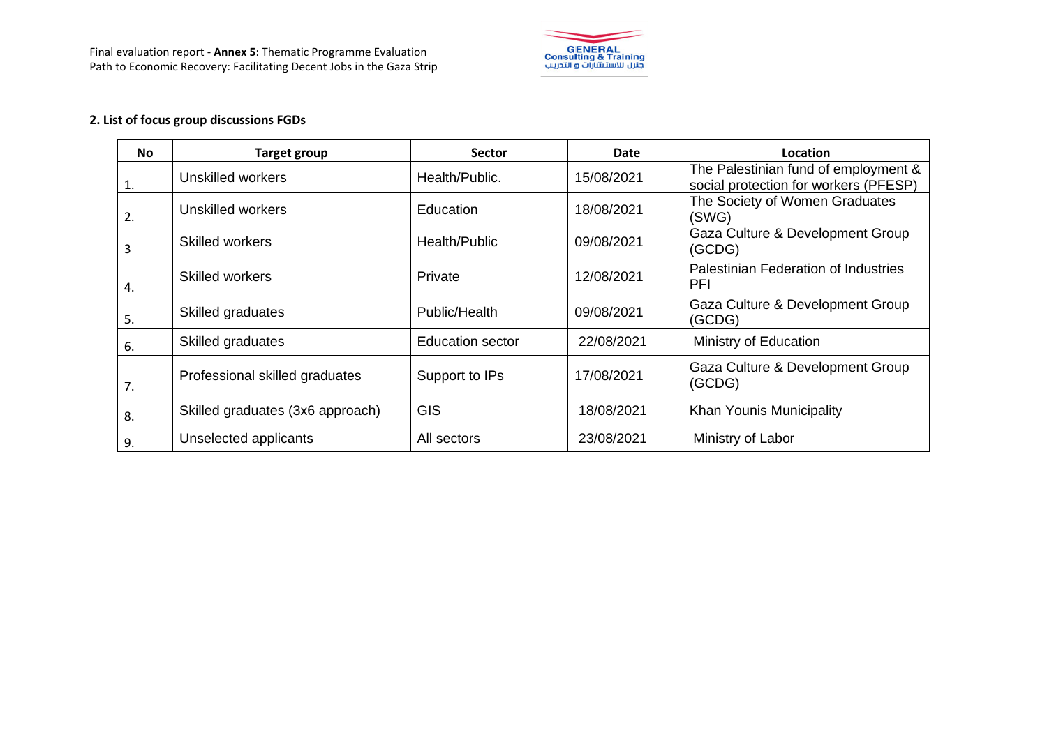## 2. List of focus group discussions FGDs

| No | Target group | Sector | Date | Location |
|---|---|---|---|---|
| 1. | Unskilled workers | Health/Public. | 15/08/2021 | The Palestinian fund of employment & social protection for workers (PFESP) |
| 2. | Unskilled workers | Education | 18/08/2021 | The Society of Women Graduates (SWG) |
| 3 | Skilled workers | Health/Public | 09/08/2021 | Gaza Culture & Development Group (GCDG) |
| 4. | Skilled workers | Private | 12/08/2021 | Palestinian Federation of Industries PFI |
| 5. | Skilled graduates | Public/Health | 09/08/2021 | Gaza Culture & Development Group (GCDG) |
| 6. | Skilled graduates | Education sector | 22/08/2021 | Ministry of Education |
| 7. | Professional skilled graduates | Support to IPs | 17/08/2021 | Gaza Culture & Development Group (GCDG) |
| 8. | Skilled graduates (3x6 approach) | GIS | 18/08/2021 | Khan Younis Municipality |
| 9. | Unselected applicants | All sectors | 23/08/2021 | Ministry of Labor |